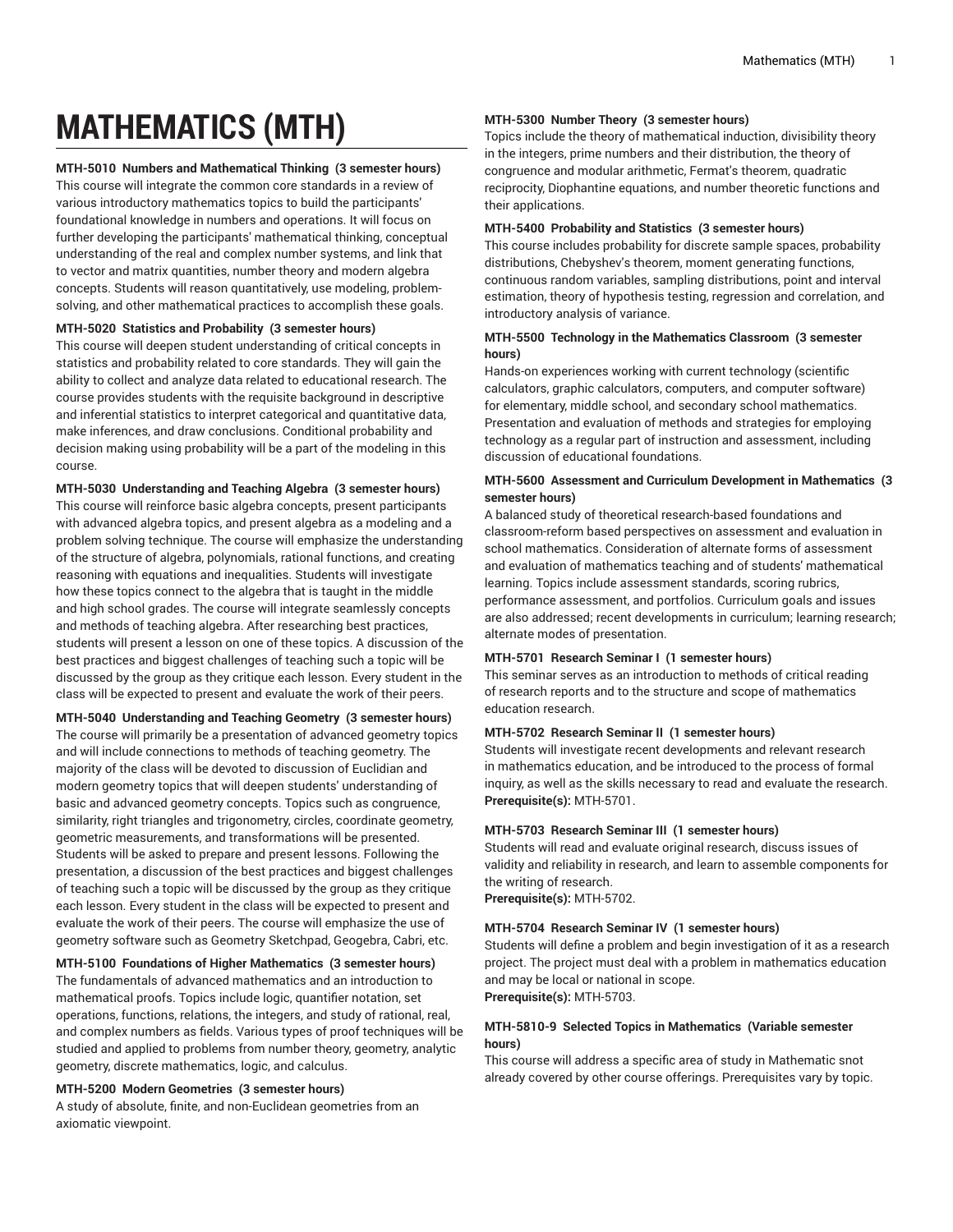# MATHEMATICS (MTH)

**MTH-5010 Numbers and Mathematical Thinking (3 semester hours)**
This course will integrate the common core standards in a review of various introductory mathematics topics to build the participants' foundational knowledge in numbers and operations. It will focus on further developing the participants' mathematical thinking, conceptual understanding of the real and complex number systems, and link that to vector and matrix quantities, number theory and modern algebra concepts. Students will reason quantitatively, use modeling, problem-solving, and other mathematical practices to accomplish these goals.

**MTH-5020 Statistics and Probability (3 semester hours)**
This course will deepen student understanding of critical concepts in statistics and probability related to core standards. They will gain the ability to collect and analyze data related to educational research. The course provides students with the requisite background in descriptive and inferential statistics to interpret categorical and quantitative data, make inferences, and draw conclusions. Conditional probability and decision making using probability will be a part of the modeling in this course.

**MTH-5030 Understanding and Teaching Algebra (3 semester hours)**
This course will reinforce basic algebra concepts, present participants with advanced algebra topics, and present algebra as a modeling and a problem solving technique. The course will emphasize the understanding of the structure of algebra, polynomials, rational functions, and creating reasoning with equations and inequalities. Students will investigate how these topics connect to the algebra that is taught in the middle and high school grades. The course will integrate seamlessly concepts and methods of teaching algebra. After researching best practices, students will present a lesson on one of these topics. A discussion of the best practices and biggest challenges of teaching such a topic will be discussed by the group as they critique each lesson. Every student in the class will be expected to present and evaluate the work of their peers.

**MTH-5040 Understanding and Teaching Geometry (3 semester hours)**
The course will primarily be a presentation of advanced geometry topics and will include connections to methods of teaching geometry. The majority of the class will be devoted to discussion of Euclidian and modern geometry topics that will deepen students' understanding of basic and advanced geometry concepts. Topics such as congruence, similarity, right triangles and trigonometry, circles, coordinate geometry, geometric measurements, and transformations will be presented. Students will be asked to prepare and present lessons. Following the presentation, a discussion of the best practices and biggest challenges of teaching such a topic will be discussed by the group as they critique each lesson. Every student in the class will be expected to present and evaluate the work of their peers. The course will emphasize the use of geometry software such as Geometry Sketchpad, Geogebra, Cabri, etc.

**MTH-5100 Foundations of Higher Mathematics (3 semester hours)**
The fundamentals of advanced mathematics and an introduction to mathematical proofs. Topics include logic, quantifier notation, set operations, functions, relations, the integers, and study of rational, real, and complex numbers as fields. Various types of proof techniques will be studied and applied to problems from number theory, geometry, analytic geometry, discrete mathematics, logic, and calculus.

**MTH-5200 Modern Geometries (3 semester hours)**
A study of absolute, finite, and non-Euclidean geometries from an axiomatic viewpoint.

**MTH-5300 Number Theory (3 semester hours)**
Topics include the theory of mathematical induction, divisibility theory in the integers, prime numbers and their distribution, the theory of congruence and modular arithmetic, Fermat's theorem, quadratic reciprocity, Diophantine equations, and number theoretic functions and their applications.

**MTH-5400 Probability and Statistics (3 semester hours)**
This course includes probability for discrete sample spaces, probability distributions, Chebyshev's theorem, moment generating functions, continuous random variables, sampling distributions, point and interval estimation, theory of hypothesis testing, regression and correlation, and introductory analysis of variance.

**MTH-5500 Technology in the Mathematics Classroom (3 semester hours)**
Hands-on experiences working with current technology (scientific calculators, graphic calculators, computers, and computer software) for elementary, middle school, and secondary school mathematics. Presentation and evaluation of methods and strategies for employing technology as a regular part of instruction and assessment, including discussion of educational foundations.

**MTH-5600 Assessment and Curriculum Development in Mathematics (3 semester hours)**
A balanced study of theoretical research-based foundations and classroom-reform based perspectives on assessment and evaluation in school mathematics. Consideration of alternate forms of assessment and evaluation of mathematics teaching and of students' mathematical learning. Topics include assessment standards, scoring rubrics, performance assessment, and portfolios. Curriculum goals and issues are also addressed; recent developments in curriculum; learning research; alternate modes of presentation.

**MTH-5701 Research Seminar I (1 semester hours)**
This seminar serves as an introduction to methods of critical reading of research reports and to the structure and scope of mathematics education research.

**MTH-5702 Research Seminar II (1 semester hours)**
Students will investigate recent developments and relevant research in mathematics education, and be introduced to the process of formal inquiry, as well as the skills necessary to read and evaluate the research.
**Prerequisite(s):** MTH-5701.

**MTH-5703 Research Seminar III (1 semester hours)**
Students will read and evaluate original research, discuss issues of validity and reliability in research, and learn to assemble components for the writing of research.
**Prerequisite(s):** MTH-5702.

**MTH-5704 Research Seminar IV (1 semester hours)**
Students will define a problem and begin investigation of it as a research project. The project must deal with a problem in mathematics education and may be local or national in scope.
**Prerequisite(s):** MTH-5703.

**MTH-5810-9 Selected Topics in Mathematics (Variable semester hours)**
This course will address a specific area of study in Mathematic snot already covered by other course offerings. Prerequisites vary by topic.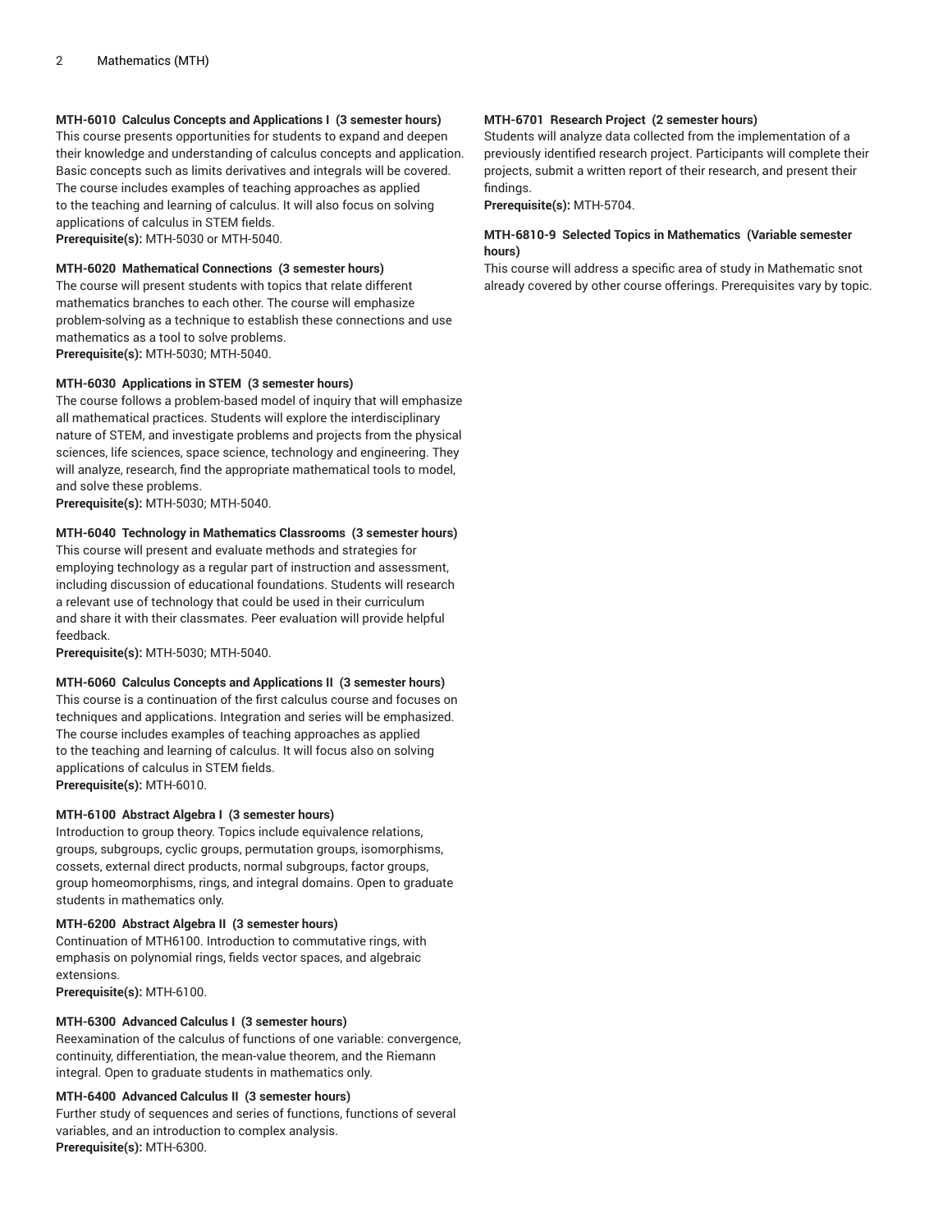**MTH-6010 Calculus Concepts and Applications I (3 semester hours)**
This course presents opportunities for students to expand and deepen their knowledge and understanding of calculus concepts and application. Basic concepts such as limits derivatives and integrals will be covered. The course includes examples of teaching approaches as applied to the teaching and learning of calculus. It will also focus on solving applications of calculus in STEM fields.
**Prerequisite(s):** MTH-5030 or MTH-5040.

**MTH-6020 Mathematical Connections (3 semester hours)**
The course will present students with topics that relate different mathematics branches to each other. The course will emphasize problem-solving as a technique to establish these connections and use mathematics as a tool to solve problems.
**Prerequisite(s):** MTH-5030; MTH-5040.

**MTH-6030 Applications in STEM (3 semester hours)**
The course follows a problem-based model of inquiry that will emphasize all mathematical practices. Students will explore the interdisciplinary nature of STEM, and investigate problems and projects from the physical sciences, life sciences, space science, technology and engineering. They will analyze, research, find the appropriate mathematical tools to model, and solve these problems.
**Prerequisite(s):** MTH-5030; MTH-5040.

**MTH-6040 Technology in Mathematics Classrooms (3 semester hours)**
This course will present and evaluate methods and strategies for employing technology as a regular part of instruction and assessment, including discussion of educational foundations. Students will research a relevant use of technology that could be used in their curriculum and share it with their classmates. Peer evaluation will provide helpful feedback.
**Prerequisite(s):** MTH-5030; MTH-5040.

**MTH-6060 Calculus Concepts and Applications II (3 semester hours)**
This course is a continuation of the first calculus course and focuses on techniques and applications. Integration and series will be emphasized. The course includes examples of teaching approaches as applied to the teaching and learning of calculus. It will focus also on solving applications of calculus in STEM fields.
**Prerequisite(s):** MTH-6010.

**MTH-6100 Abstract Algebra I (3 semester hours)**
Introduction to group theory. Topics include equivalence relations, groups, subgroups, cyclic groups, permutation groups, isomorphisms, cossets, external direct products, normal subgroups, factor groups, group homeomorphisms, rings, and integral domains. Open to graduate students in mathematics only.

**MTH-6200 Abstract Algebra II (3 semester hours)**
Continuation of MTH6100. Introduction to commutative rings, with emphasis on polynomial rings, fields vector spaces, and algebraic extensions.
**Prerequisite(s):** MTH-6100.

**MTH-6300 Advanced Calculus I (3 semester hours)**
Reexamination of the calculus of functions of one variable: convergence, continuity, differentiation, the mean-value theorem, and the Riemann integral. Open to graduate students in mathematics only.

**MTH-6400 Advanced Calculus II (3 semester hours)**
Further study of sequences and series of functions, functions of several variables, and an introduction to complex analysis.
**Prerequisite(s):** MTH-6300.

**MTH-6701 Research Project (2 semester hours)**
Students will analyze data collected from the implementation of a previously identified research project. Participants will complete their projects, submit a written report of their research, and present their findings.
**Prerequisite(s):** MTH-5704.

**MTH-6810-9 Selected Topics in Mathematics (Variable semester hours)**
This course will address a specific area of study in Mathematic snot already covered by other course offerings. Prerequisites vary by topic.